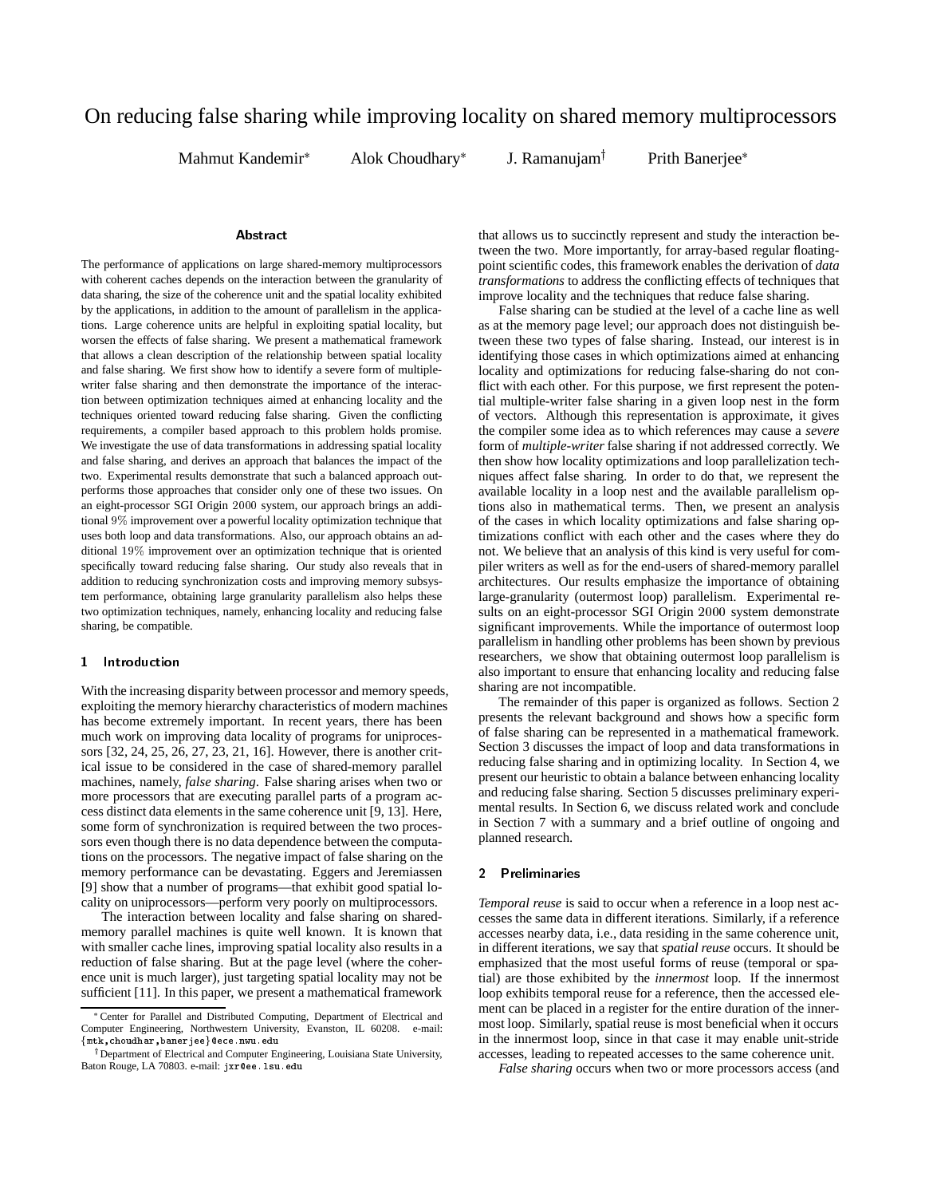# On reducing false sharing while improving locality on shared memory multiprocessors

Mahmut Kandemir* Alok Choudhary* J. Ramanujam† Prith Banerjee*

### Abstract

The performance of applications on large shared-memory multiprocessors with coherent caches depends on the interaction between the granularity of data sharing, the size of the coherence unit and the spatial locality exhibited by the applications, in addition to the amount of parallelism in the applications. Large coherence units are helpful in exploiting spatial locality, but worsen the effects of false sharing. We present a mathematical framework that allows a clean description of the relationship between spatial locality and false sharing. We first show how to identify a severe form of multiple-writer false sharing and then demonstrate the importance of the interaction between optimization techniques aimed at enhancing locality and the techniques oriented toward reducing false sharing. Given the conflicting requirements, a compiler based approach to this problem holds promise. We investigate the use of data transformations in addressing spatial locality and false sharing, and derives an approach that balances the impact of the two. Experimental results demonstrate that such a balanced approach outperforms those approaches that consider only one of these two issues. On an eight-processor SGI Origin 2000 system, our approach brings an additional 9% improvement over a powerful locality optimization technique that uses both loop and data transformations. Also, our approach obtains an additional 19% improvement over an optimization technique that is oriented specifically toward reducing false sharing. Our study also reveals that in addition to reducing synchronization costs and improving memory subsystem performance, obtaining large granularity parallelism also helps these two optimization techniques, namely, enhancing locality and reducing false sharing, be compatible.

## 1 Introduction

With the increasing disparity between processor and memory speeds, exploiting the memory hierarchy characteristics of modern machines has become extremely important. In recent years, there has been much work on improving data locality of programs for uniprocessors [32, 24, 25, 26, 27, 23, 21, 16]. However, there is another critical issue to be considered in the case of shared-memory parallel machines, namely, *false sharing*. False sharing arises when two or more processors that are executing parallel parts of a program access distinct data elements in the same coherence unit [9, 13]. Here, some form of synchronization is required between the two processors even though there is no data dependence between the computations on the processors. The negative impact of false sharing on the memory performance can be devastating. Eggers and Jeremiassen [9] show that a number of programs—that exhibit good spatial locality on uniprocessors—perform very poorly on multiprocessors.

The interaction between locality and false sharing on shared-memory parallel machines is quite well known. It is known that with smaller cache lines, improving spatial locality also results in a reduction of false sharing. But at the page level (where the coherence unit is much larger), just targeting spatial locality may not be sufficient [11]. In this paper, we present a mathematical framework that allows us to succinctly represent and study the interaction between the two. More importantly, for array-based regular floating-point scientific codes, this framework enables the derivation of *data transformations* to address the conflicting effects of techniques that improve locality and the techniques that reduce false sharing.

False sharing can be studied at the level of a cache line as well as at the memory page level; our approach does not distinguish between these two types of false sharing. Instead, our interest is in identifying those cases in which optimizations aimed at enhancing locality and optimizations for reducing false-sharing do not conflict with each other. For this purpose, we first represent the potential multiple-writer false sharing in a given loop nest in the form of vectors. Although this representation is approximate, it gives the compiler some idea as to which references may cause a *severe* form of *multiple-writer* false sharing if not addressed correctly. We then show how locality optimizations and loop parallelization techniques affect false sharing. In order to do that, we represent the available locality in a loop nest and the available parallelism options also in mathematical terms. Then, we present an analysis of the cases in which locality optimizations and false sharing optimizations conflict with each other and the cases where they do not. We believe that an analysis of this kind is very useful for compiler writers as well as for the end-users of shared-memory parallel architectures. Our results emphasize the importance of obtaining large-granularity (outermost loop) parallelism. Experimental results on an eight-processor SGI Origin 2000 system demonstrate significant improvements. While the importance of outermost loop parallelism in handling other problems has been shown by previous researchers, we show that obtaining outermost loop parallelism is also important to ensure that enhancing locality and reducing false sharing are not incompatible.

The remainder of this paper is organized as follows. Section 2 presents the relevant background and shows how a specific form of false sharing can be represented in a mathematical framework. Section 3 discusses the impact of loop and data transformations in reducing false sharing and in optimizing locality. In Section 4, we present our heuristic to obtain a balance between enhancing locality and reducing false sharing. Section 5 discusses preliminary experimental results. In Section 6, we discuss related work and conclude in Section 7 with a summary and a brief outline of ongoing and planned research.

## 2 Preliminaries

*Temporal reuse* is said to occur when a reference in a loop nest accesses the same data in different iterations. Similarly, if a reference accesses nearby data, i.e., data residing in the same coherence unit, in different iterations, we say that *spatial reuse* occurs. It should be emphasized that the most useful forms of reuse (temporal or spatial) are those exhibited by the *innermost* loop. If the innermost loop exhibits temporal reuse for a reference, then the accessed element can be placed in a register for the entire duration of the innermost loop. Similarly, spatial reuse is most beneficial when it occurs in the innermost loop, since in that case it may enable unit-stride accesses, leading to repeated accesses to the same coherence unit.

*False sharing* occurs when two or more processors access (and

---

* Center for Parallel and Distributed Computing, Department of Electrical and Computer Engineering, Northwestern University, Evanston, IL 60208. e-mail: {mtk,choudhar,banerjee}@ece.nwu.edu

† Department of Electrical and Computer Engineering, Louisiana State University, Baton Rouge, LA 70803. e-mail: jxr@ee.lsu.edu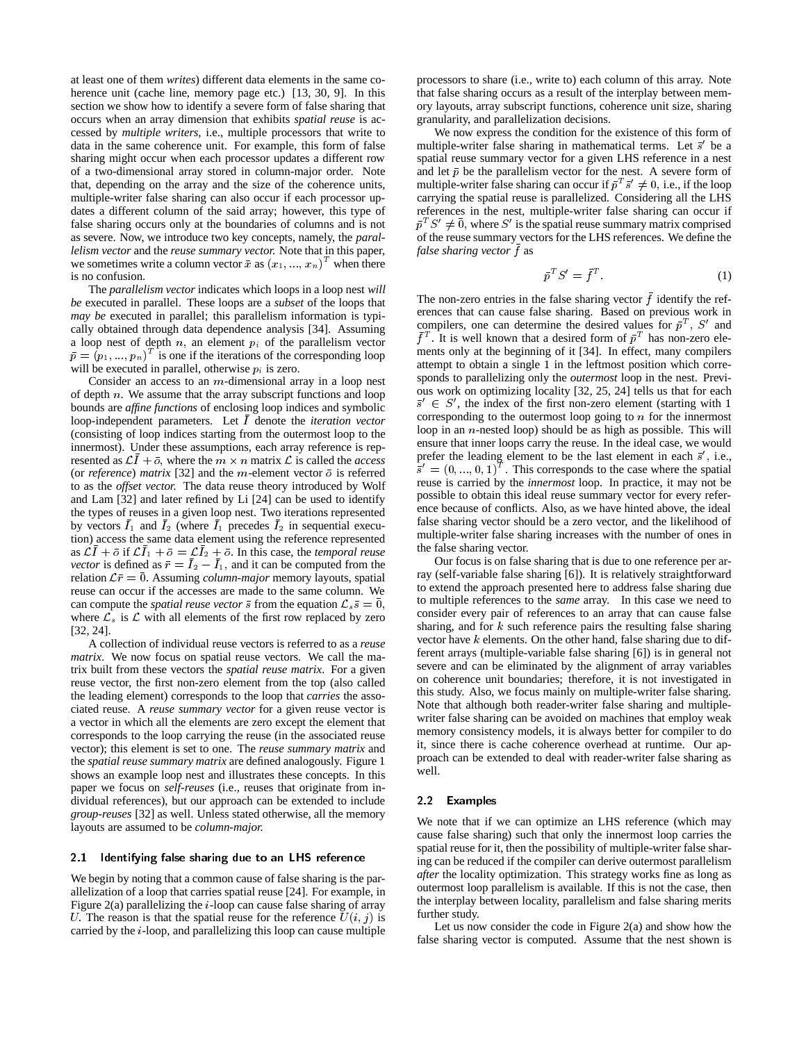at least one of them *writes*) different data elements in the same coherence unit (cache line, memory page etc.) [13, 30, 9]. In this section we show how to identify a severe form of false sharing that occurs when an array dimension that exhibits *spatial reuse* is accessed by *multiple writers*, i.e., multiple processors that write to data in the same coherence unit. For example, this form of false sharing might occur when each processor updates a different row of a two-dimensional array stored in column-major order. Note that, depending on the array and the size of the coherence units, multiple-writer false sharing can also occur if each processor updates a different column of the said array; however, this type of false sharing occurs only at the boundaries of columns and is not as severe. Now, we introduce two key concepts, namely, the *parallelism vector* and the *reuse summary vector.* Note that in this paper, we sometimes write a column vector $\bar{x}$ as $(x_1, ..., x_n)^T$ when there is no confusion.

The *parallelism vector* indicates which loops in a loop nest *will be* executed in parallel. These loops are a *subset* of the loops that *may be* executed in parallel; this parallelism information is typically obtained through data dependence analysis [34]. Assuming a loop nest of depth $n$, an element $p_i$ of the parallelism vector $\bar{p} = (p_1, ..., p_n)^T$ is one if the iterations of the corresponding loop will be executed in parallel, otherwise $p_i$ is zero.

Consider an access to an $m$-dimensional array in a loop nest of depth $n$. We assume that the array subscript functions and loop bounds are *affine functions* of enclosing loop indices and symbolic loop-independent parameters. Let $\bar{I}$ denote the *iteration vector* (consisting of loop indices starting from the outermost loop to the innermost). Under these assumptions, each array reference is represented as $\mathcal{L}\bar{I} + \bar{o}$, where the $m \times n$ matrix $\mathcal{L}$ is called the *access* (or *reference*) *matrix* [32] and the $m$-element vector $\bar{o}$ is referred to as the *offset vector.* The data reuse theory introduced by Wolf and Lam [32] and later refined by Li [24] can be used to identify the types of reuses in a given loop nest. Two iterations represented by vectors $\bar{I}_1$ and $\bar{I}_2$ (where $\bar{I}_1$ precedes $\bar{I}_2$ in sequential execution) access the same data element using the reference represented as $\mathcal{L}\bar{I} + \bar{o}$ if $\mathcal{L}\bar{I}_1 + \bar{o} = \mathcal{L}\bar{I}_2 + \bar{o}$. In this case, the *temporal reuse vector* is defined as $\bar{r} = \bar{I}_2 - \bar{I}_1$, and it can be computed from the relation $\mathcal{L}\bar{r} = \bar{0}$. Assuming *column-major* memory layouts, spatial reuse can occur if the accesses are made to the same column. We can compute the *spatial reuse vector* $\bar{s}$ from the equation $\mathcal{L}_s\bar{s} = \bar{0}$, where $\mathcal{L}_s$ is $\mathcal{L}$ with all elements of the first row replaced by zero [32, 24].

A collection of individual reuse vectors is referred to as a *reuse matrix*. We now focus on spatial reuse vectors. We call the matrix built from these vectors the *spatial reuse matrix*. For a given reuse vector, the first non-zero element from the top (also called the leading element) corresponds to the loop that *carries* the associated reuse. A *reuse summary vector* for a given reuse vector is a vector in which all the elements are zero except the element that corresponds to the loop carrying the reuse (in the associated reuse vector); this element is set to one. The *reuse summary matrix* and the *spatial reuse summary matrix* are defined analogously. Figure 1 shows an example loop nest and illustrates these concepts. In this paper we focus on *self-reuses* (i.e., reuses that originate from individual references), but our approach can be extended to include *group-reuses* [32] as well. Unless stated otherwise, all the memory layouts are assumed to be *column-major.*

### 2.1 Identifying false sharing due to an LHS reference

We begin by noting that a common cause of false sharing is the parallelization of a loop that carries spatial reuse [24]. For example, in Figure 2(a) parallelizing the $i$-loop can cause false sharing of array $U$. The reason is that the spatial reuse for the reference $U(i, j)$ is carried by the $i$-loop, and parallelizing this loop can cause multiple processors to share (i.e., write to) each column of this array. Note that false sharing occurs as a result of the interplay between memory layouts, array subscript functions, coherence unit size, sharing granularity, and parallelization decisions.

We now express the condition for the existence of this form of multiple-writer false sharing in mathematical terms. Let $\bar{s}'$ be a spatial reuse summary vector for a given LHS reference in a nest and let $\bar{p}$ be the parallelism vector for the nest. A severe form of multiple-writer false sharing can occur if $\bar{p}^T\bar{s}' \neq 0$, i.e., if the loop carrying the spatial reuse is parallelized. Considering all the LHS references in the nest, multiple-writer false sharing can occur if $\bar{p}^T S' \neq \bar{0}$, where $S'$ is the spatial reuse summary matrix comprised of the reuse summary vectors for the LHS references. We define the *false sharing vector* $\bar{f}$ as

$$\bar{p}^T S' = \bar{f}^T. \tag{1}$$

The non-zero entries in the false sharing vector $\bar{f}$ identify the references that can cause false sharing. Based on previous work in compilers, one can determine the desired values for $\bar{p}^T$, $S'$ and $\bar{f}^T$. It is well known that a desired form of $\bar{p}^T$ has non-zero elements only at the beginning of it [34]. In effect, many compilers attempt to obtain a single 1 in the leftmost position which corresponds to parallelizing only the *outermost* loop in the nest. Previous work on optimizing locality [32, 25, 24] tells us that for each $\bar{s}' \in S'$, the index of the first non-zero element (starting with 1 corresponding to the outermost loop going to $n$ for the innermost loop in an $n$-nested loop) should be as high as possible. This will ensure that inner loops carry the reuse. In the ideal case, we would prefer the leading element to be the last element in each $\bar{s}'$, i.e., $\bar{s}' = (0, ..., 0, 1)^T$. This corresponds to the case where the spatial reuse is carried by the *innermost* loop. In practice, it may not be possible to obtain this ideal reuse summary vector for every reference because of conflicts. Also, as we have hinted above, the ideal false sharing vector should be a zero vector, and the likelihood of multiple-writer false sharing increases with the number of ones in the false sharing vector.

Our focus is on false sharing that is due to one reference per array (self-variable false sharing [6]). It is relatively straightforward to extend the approach presented here to address false sharing due to multiple references to the *same* array. In this case we need to consider every pair of references to an array that can cause false sharing, and for $k$ such reference pairs the resulting false sharing vector have $k$ elements. On the other hand, false sharing due to different arrays (multiple-variable false sharing [6]) is in general not severe and can be eliminated by the alignment of array variables on coherence unit boundaries; therefore, it is not investigated in this study. Also, we focus mainly on multiple-writer false sharing. Note that although both reader-writer false sharing and multiple-writer false sharing can be avoided on machines that employ weak memory consistency models, it is always better for compiler to do it, since there is cache coherence overhead at runtime. Our approach can be extended to deal with reader-writer false sharing as well.

### 2.2 Examples

We note that if we can optimize an LHS reference (which may cause false sharing) such that only the innermost loop carries the spatial reuse for it, then the possibility of multiple-writer false sharing can be reduced if the compiler can derive outermost parallelism *after* the locality optimization. This strategy works fine as long as outermost loop parallelism is available. If this is not the case, then the interplay between locality, parallelism and false sharing merits further study.

Let us now consider the code in Figure 2(a) and show how the false sharing vector is computed. Assume that the nest shown is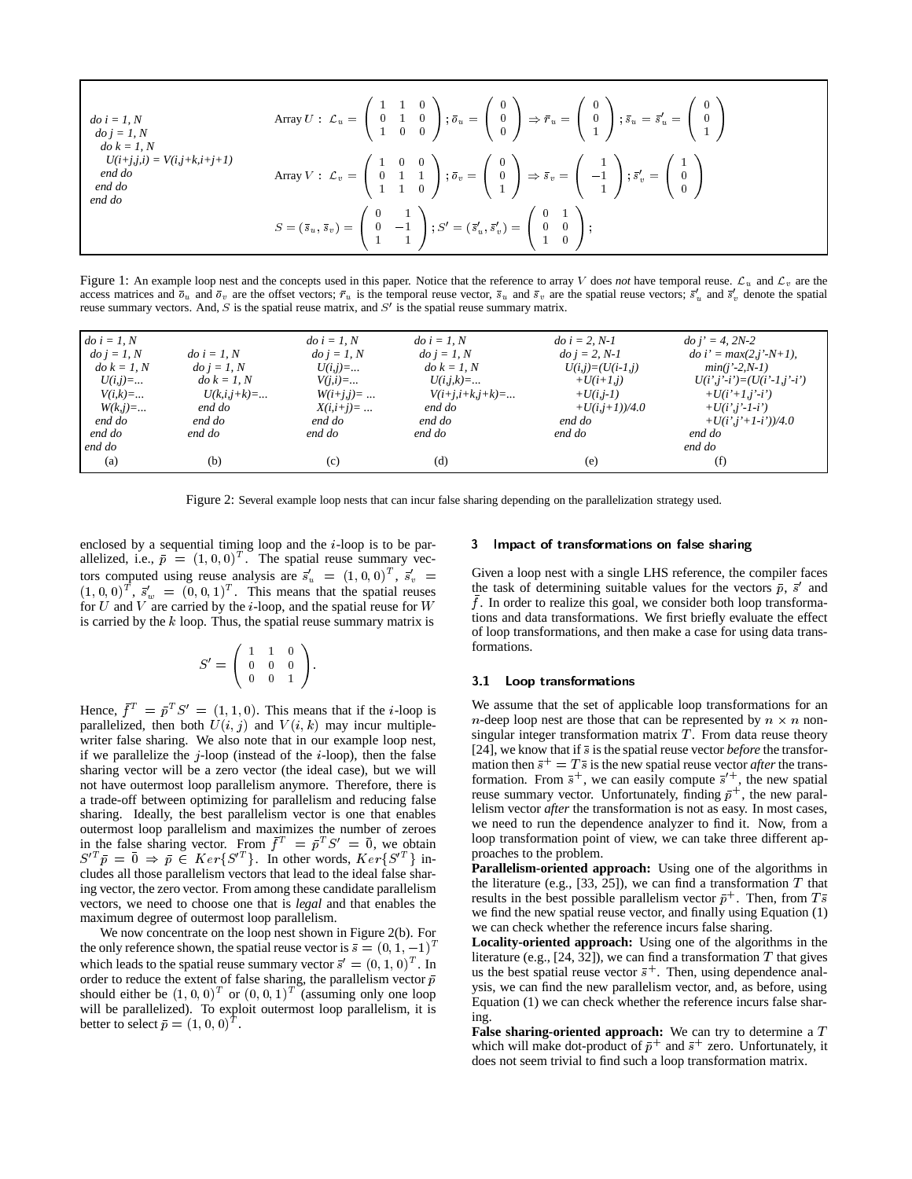```
do i = 1, N
  do j = 1, N
    do k = 1, N
      U(i+j,j,i) = V(i,j+k,i+j+1)
    end do
  end do
end do
```

Array $U$ : $\mathcal{L}_u = \begin{pmatrix} 1 & 1 & 0 \\ 0 & 1 & 0 \\ 1 & 0 & 0 \end{pmatrix}; \bar{o}_u = \begin{pmatrix} 0 \\ 0 \\ 0 \end{pmatrix} \Rightarrow \bar{r}_u = \begin{pmatrix} 0 \\ 0 \\ 1 \end{pmatrix}; \bar{s}_u = \bar{s}'_u = \begin{pmatrix} 0 \\ 0 \\ 1 \end{pmatrix}$

Array $V$ : $\mathcal{L}_v = \begin{pmatrix} 1 & 0 & 0 \\ 0 & 1 & 1 \\ 1 & 1 & 0 \end{pmatrix}; \bar{o}_v = \begin{pmatrix} 0 \\ 0 \\ 1 \end{pmatrix} \Rightarrow \bar{s}_v = \begin{pmatrix} 1 \\ -1 \\ 1 \end{pmatrix}; \bar{s}'_v = \begin{pmatrix} 1 \\ 0 \\ 0 \end{pmatrix}$

$S = (\bar{s}_u, \bar{s}_v) = \begin{pmatrix} 0 & 1 \\ 0 & -1 \\ 1 & 1 \end{pmatrix}; S' = (\bar{s}'_u, \bar{s}'_v) = \begin{pmatrix} 0 & 1 \\ 0 & 0 \\ 1 & 0 \end{pmatrix};$

Figure 1: An example loop nest and the concepts used in this paper. Notice that the reference to array $V$ does *not* have temporal reuse. $\mathcal{L}_u$ and $\mathcal{L}_v$ are the access matrices and $\bar{o}_u$ and $\bar{o}_v$ are the offset vectors; $\bar{r}_u$ is the temporal reuse vector, $\bar{s}_u$ and $\bar{s}_v$ are the spatial reuse vectors; $\bar{s}'_u$ and $\bar{s}'_v$ denote the spatial reuse summary vectors. And, $S$ is the spatial reuse matrix, and $S'$ is the spatial reuse summary matrix.

```
(a)
do i = 1, N
  do j = 1, N
    do k = 1, N
      U(i,j)=...
      V(i,k)=...
      W(k,j)=...
    end do
  end do
end do

(b)
do i = 1, N
  do j = 1, N
    do k = 1, N
      U(k,i,j+k)=...
    end do
  end do
end do

(c)
do i = 1, N
  do j = 1, N
    U(i,j)=...
    V(j,i)=...
    W(i+j,j)= ...
    X(i,i+j)= ...
  end do
end do

(d)
do i = 1, N
  do j = 1, N
    do k = 1, N
      U(i,j,k)=...
      V(i+j,i+k,j+k)=...
    end do
  end do
end do

(e)
do i = 2, N-1
  do j = 2, N-1
    U(i,j)=(U(i-1,j)
      +U(i+1,j)
      +U(i,j-1)
      +U(i,j+1))/4.0
  end do
end do

(f)
do j' = 4, 2N-2
  do i' = max(2,j'-N+1),
         min(j'-2,N-1)
    U(i',j'-i')=(U(i'-1,j'-i')
      +U(i'+1,j'-i')
      +U(i',j'-1-i')
      +U(i',j'+1-i'))/4.0
  end do
end do
```

Figure 2: Several example loop nests that can incur false sharing depending on the parallelization strategy used.

enclosed by a sequential timing loop and the $i$-loop is to be parallelized, i.e., $\bar{p} = (1,0,0)^T$. The spatial reuse summary vectors computed using reuse analysis are $\bar{s}'_u = (1,0,0)^T$, $\bar{s}'_v = (1,0,0)^T$, $\bar{s}'_w = (0,0,1)^T$. This means that the spatial reuses for $U$ and $V$ are carried by the $i$-loop, and the spatial reuse for $W$ is carried by the $k$ loop. Thus, the spatial reuse summary matrix is

$$S' = \begin{pmatrix} 1 & 1 & 0 \\ 0 & 0 & 0 \\ 0 & 0 & 1 \end{pmatrix}.$$

Hence, $\bar{f}^T = \bar{p}^T S' = (1,1,0)$. This means that if the $i$-loop is parallelized, then both $U(i,j)$ and $V(i,k)$ may incur multiple-writer false sharing. We also note that in our example loop nest, if we parallelize the $j$-loop (instead of the $i$-loop), then the false sharing vector will be a zero vector (the ideal case), but we will not have outermost loop parallelism anymore. Therefore, there is a trade-off between optimizing for parallelism and reducing false sharing. Ideally, the best parallelism vector is one that enables outermost loop parallelism and maximizes the number of zeroes in the false sharing vector. From $\bar{f}^T = \bar{p}^T S' = \bar{0}$, we obtain $S'^T \bar{p} = \bar{0} \Rightarrow \bar{p} \in Ker\{S'^T\}$. In other words, $Ker\{S'^T\}$ includes all those parallelism vectors that lead to the ideal false sharing vector, the zero vector. From among these candidate parallelism vectors, we need to choose one that is *legal* and that enables the maximum degree of outermost loop parallelism.

We now concentrate on the loop nest shown in Figure 2(b). For the only reference shown, the spatial reuse vector is $\bar{s} = (0,1,-1)^T$ which leads to the spatial reuse summary vector $\bar{s}' = (0,1,0)^T$. In order to reduce the extent of false sharing, the parallelism vector $\bar{p}$ should either be $(1,0,0)^T$ or $(0,0,1)^T$ (assuming only one loop will be parallelized). To exploit outermost loop parallelism, it is better to select $\bar{p} = (1,0,0)^T$.

## 3 Impact of transformations on false sharing

Given a loop nest with a single LHS reference, the compiler faces the task of determining suitable values for the vectors $\bar{p}$, $\bar{s}'$ and $\bar{f}$. In order to realize this goal, we consider both loop transformations and data transformations. We first briefly evaluate the effect of loop transformations, and then make a case for using data transformations.

### 3.1 Loop transformations

We assume that the set of applicable loop transformations for an $n$-deep loop nest are those that can be represented by $n \times n$ non-singular integer transformation matrix $T$. From data reuse theory [24], we know that if $\bar{s}$ is the spatial reuse vector *before* the transformation then $\bar{s}^+ = T\bar{s}$ is the new spatial reuse vector *after* the transformation. From $\bar{s}^+$, we can easily compute $\bar{s}'^+$, the new spatial reuse summary vector. Unfortunately, finding $\bar{p}^+$, the new parallelism vector *after* the transformation is not as easy. In most cases, we need to run the dependence analyzer to find it. Now, from a loop transformation point of view, we can take three different approaches to the problem.

**Parallelism-oriented approach:** Using one of the algorithms in the literature (e.g., [33, 25]), we can find a transformation $T$ that results in the best possible parallelism vector $\bar{p}^+$. Then, from $T\bar{s}$ we find the new spatial reuse vector, and finally using Equation (1) we can check whether the reference incurs false sharing.

**Locality-oriented approach:** Using one of the algorithms in the literature (e.g., [24, 32]), we can find a transformation $T$ that gives us the best spatial reuse vector $\bar{s}^+$. Then, using dependence analysis, we can find the new parallelism vector, and, as before, using Equation (1) we can check whether the reference incurs false sharing.

**False sharing-oriented approach:** We can try to determine a $T$ which will make dot-product of $\bar{p}^+$ and $\bar{s}^+$ zero. Unfortunately, it does not seem trivial to find such a loop transformation matrix.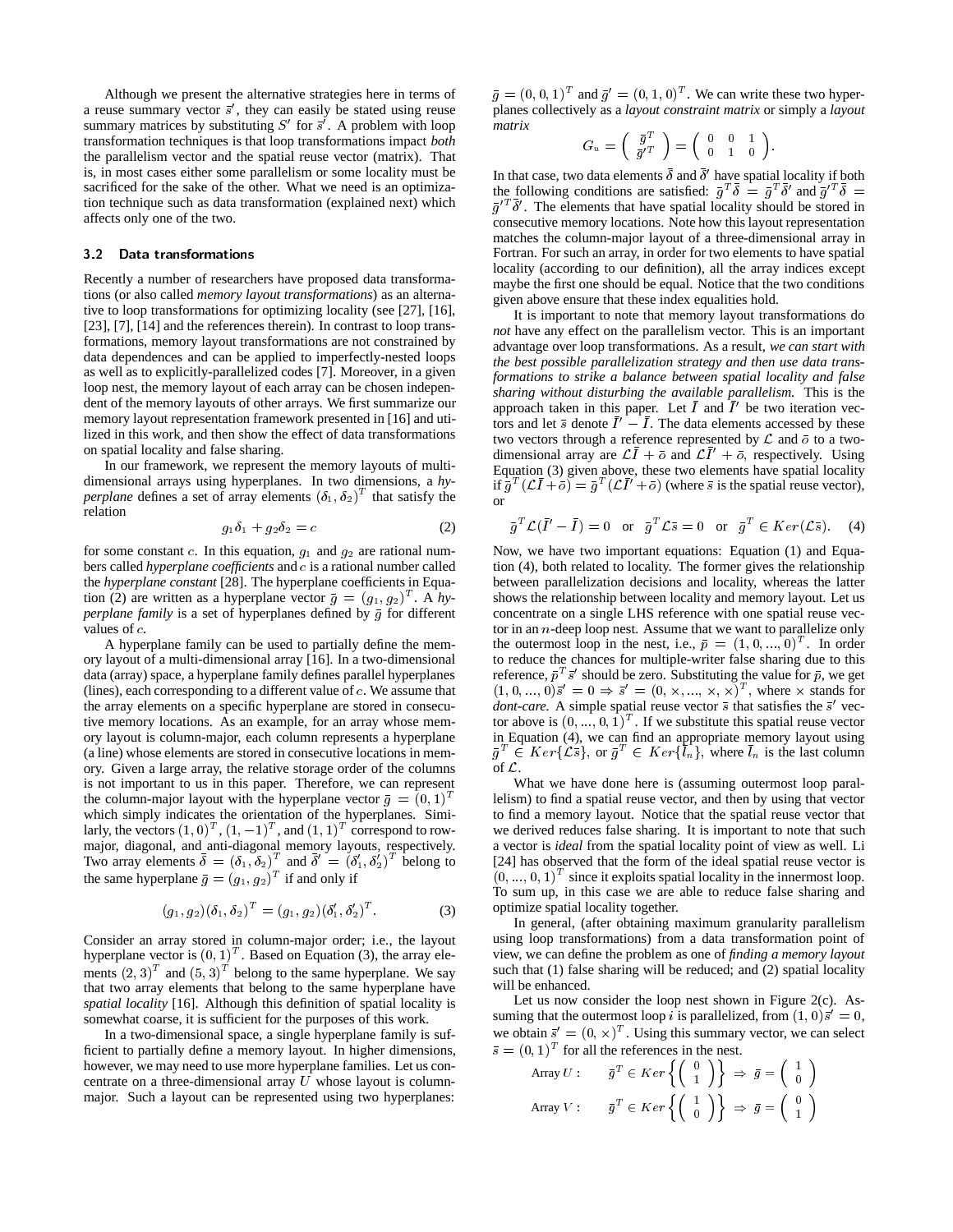Although we present the alternative strategies here in terms of a reuse summary vector $\bar{s}'$, they can easily be stated using reuse summary matrices by substituting $S'$ for $\bar{s}'$. A problem with loop transformation techniques is that loop transformations impact *both* the parallelism vector and the spatial reuse vector (matrix). That is, in most cases either some parallelism or some locality must be sacrificed for the sake of the other. What we need is an optimization technique such as data transformation (explained next) which affects only one of the two.

### 3.2 Data transformations

Recently a number of researchers have proposed data transformations (or also called *memory layout transformations*) as an alternative to loop transformations for optimizing locality (see [27], [16], [23], [7], [14] and the references therein). In contrast to loop transformations, memory layout transformations are not constrained by data dependences and can be applied to imperfectly-nested loops as well as to explicitly-parallelized codes [7]. Moreover, in a given loop nest, the memory layout of each array can be chosen independent of the memory layouts of other arrays. We first summarize our memory layout representation framework presented in [16] and utilized in this work, and then show the effect of data transformations on spatial locality and false sharing.

In our framework, we represent the memory layouts of multidimensional arrays using hyperplanes. In two dimensions, a *hyperplane* defines a set of array elements $(\delta_1, \delta_2)^T$ that satisfy the relation

$$g_1\delta_1 + g_2\delta_2 = c \tag{2}$$

for some constant $c$. In this equation, $g_1$ and $g_2$ are rational numbers called *hyperplane coefficients* and $c$ is a rational number called the *hyperplane constant* [28]. The hyperplane coefficients in Equation (2) are written as a hyperplane vector $\bar{g} = (g_1, g_2)^T$. A *hyperplane family* is a set of hyperplanes defined by $\bar{g}$ for different values of $c$.

A hyperplane family can be used to partially define the memory layout of a multi-dimensional array [16]. In a two-dimensional data (array) space, a hyperplane family defines parallel hyperplanes (lines), each corresponding to a different value of $c$. We assume that the array elements on a specific hyperplane are stored in consecutive memory locations. As an example, for an array whose memory is column-major, each column represents a hyperplane (a line) whose elements are stored in consecutive locations in memory. Given a large array, the relative storage order of the columns is not important to us in this paper. Therefore, we can represent the column-major layout with the hyperplane vector $\bar{g} = (0, 1)^T$ which simply indicates the orientation of the hyperplanes. Similarly, the vectors $(1, 0)^T$, $(1, -1)^T$, and $(1, 1)^T$ correspond to row-major, diagonal, and anti-diagonal memory layouts, respectively. Two array elements $\bar{\delta} = (\delta_1, \delta_2)^T$ and $\bar{\delta}' = (\delta_1', \delta_2')^T$ belong to the same hyperplane $\bar{g} = (g_1, g_2)^T$ if and only if

$$(g_1, g_2)(\delta_1, \delta_2)^T = (g_1, g_2)(\delta_1', \delta_2')^T. \tag{3}$$

Consider an array stored in column-major order; i.e., the layout hyperplane vector is $(0, 1)^T$. Based on Equation (3), the array elements $(2, 3)^T$ and $(5, 3)^T$ belong to the same hyperplane. We say that two array elements that belong to the same hyperplane have *spatial locality* [16]. Although this definition of spatial locality is somewhat coarse, it is sufficient for the purposes of this work.

In a two-dimensional space, a single hyperplane family is sufficient to partially define a memory layout. In higher dimensions, however, we may need to use more hyperplane families. Let us concentrate on a three-dimensional array $U$ whose layout is column-major. Such a layout can be represented using two hyperplanes: $\bar{g} = (0, 0, 1)^T$ and $\bar{g}' = (0, 1, 0)^T$. We can write these two hyperplanes collectively as a *layout constraint matrix* or simply a *layout matrix*

$$G_u = \begin{pmatrix} \bar{g}^T \\ \bar{g}'^T \end{pmatrix} = \begin{pmatrix} 0 & 0 & 1 \\ 0 & 1 & 0 \end{pmatrix}.$$

In that case, two data elements $\bar{\delta}$ and $\bar{\delta}'$ have spatial locality if both the following conditions are satisfied: $\bar{g}^T\bar{\delta} = \bar{g}^T\bar{\delta}'$ and $\bar{g}'^T\bar{\delta} = \bar{g}'^T\bar{\delta}'$. The elements that have spatial locality should be stored in consecutive memory locations. Note how this layout representation matches the column-major layout of a three-dimensional array in Fortran. For such an array, in order for two elements to have spatial locality (according to our definition), all the array indices except maybe the first one should be equal. Notice that the two conditions given above ensure that these index equalities hold.

It is important to note that memory layout transformations do *not* have any effect on the parallelism vector. This is an important advantage over loop transformations. As a result, *we can start with the best possible parallelization strategy and then use data transformations to strike a balance between spatial locality and false sharing without disturbing the available parallelism.* This is the approach taken in this paper. Let $\bar{I}$ and $\bar{I}'$ be two iteration vectors and let $\bar{s}$ denote $\bar{I}' - \bar{I}$. The data elements accessed by these two vectors through a reference represented by $\mathcal{L}$ and $\bar{o}$ to a two-dimensional array are $\mathcal{L}\bar{I} + \bar{o}$ and $\mathcal{L}\bar{I}' + \bar{o}$, respectively. Using Equation (3) given above, these two elements have spatial locality if $\bar{g}^T(\mathcal{L}\bar{I} + \bar{o}) = \bar{g}^T(\mathcal{L}\bar{I}' + \bar{o})$ (where $\bar{s}$ is the spatial reuse vector), or

$$\bar{g}^T\mathcal{L}(\bar{I}' - \bar{I}) = 0 \quad \text{or} \quad \bar{g}^T\mathcal{L}\bar{s} = 0 \quad \text{or} \quad \bar{g}^T \in Ker(\mathcal{L}\bar{s}). \tag{4}$$

Now, we have two important equations: Equation (1) and Equation (4), both related to locality. The former gives the relationship between parallelization decisions and locality, whereas the latter shows the relationship between locality and memory layout. Let us concentrate on a single LHS reference with one spatial reuse vector in an $n$-deep loop nest. Assume that we want to parallelize only the outermost loop in the nest, i.e., $\bar{p} = (1, 0, ..., 0)^T$. In order to reduce the chances for multiple-writer false sharing due to this reference, $\bar{p}^T\bar{s}'$ should be zero. Substituting the value for $\bar{p}$, we get $(1, 0, ..., 0)\bar{s}' = 0 \Rightarrow \bar{s}' = (0, \times, ..., \times, \times)^T$, where $\times$ stands for *dont-care.* A simple spatial reuse vector $\bar{s}$ that satisfies the $\bar{s}'$ vector above is $(0, ..., 0, 1)^T$. If we substitute this spatial reuse vector in Equation (4), we can find an appropriate memory layout using $\bar{g}^T \in Ker\{\mathcal{L}\bar{s}\}$, or $\bar{g}^T \in Ker\{\bar{l}_n\}$, where $\bar{l}_n$ is the last column of $\mathcal{L}$.

What we have done here is (assuming outermost loop parallelism) to find a spatial reuse vector, and then by using that vector to find a memory layout. Notice that the spatial reuse vector that we derived reduces false sharing. It is important to note that such a vector is *ideal* from the spatial locality point of view as well. Li [24] has observed that the form of the ideal spatial reuse vector is $(0, ..., 0, 1)^T$ since it exploits spatial locality in the innermost loop. To sum up, in this case we are able to reduce false sharing and optimize spatial locality together.

In general, (after obtaining maximum granularity parallelism using loop transformations) from a data transformation point of view, we can define the problem as one of *finding a memory layout* such that (1) false sharing will be reduced; and (2) spatial locality will be enhanced.

Let us now consider the loop nest shown in Figure 2(c). Assuming that the outermost loop $i$ is parallelized, from $(1, 0)\bar{s}' = 0$, we obtain $\bar{s}' = (0, \times)^T$. Using this summary vector, we can select $\bar{s} = (0, 1)^T$ for all the references in the nest.

$$\text{Array } U: \quad \bar{g}^T \in Ker\left\{\begin{pmatrix} 0 \\ 1 \end{pmatrix}\right\} \Rightarrow \bar{g} = \begin{pmatrix} 1 \\ 0 \end{pmatrix}$$

$$\text{Array } V: \quad \bar{g}^T \in Ker\left\{\begin{pmatrix} 1 \\ 0 \end{pmatrix}\right\} \Rightarrow \bar{g} = \begin{pmatrix} 0 \\ 1 \end{pmatrix}$$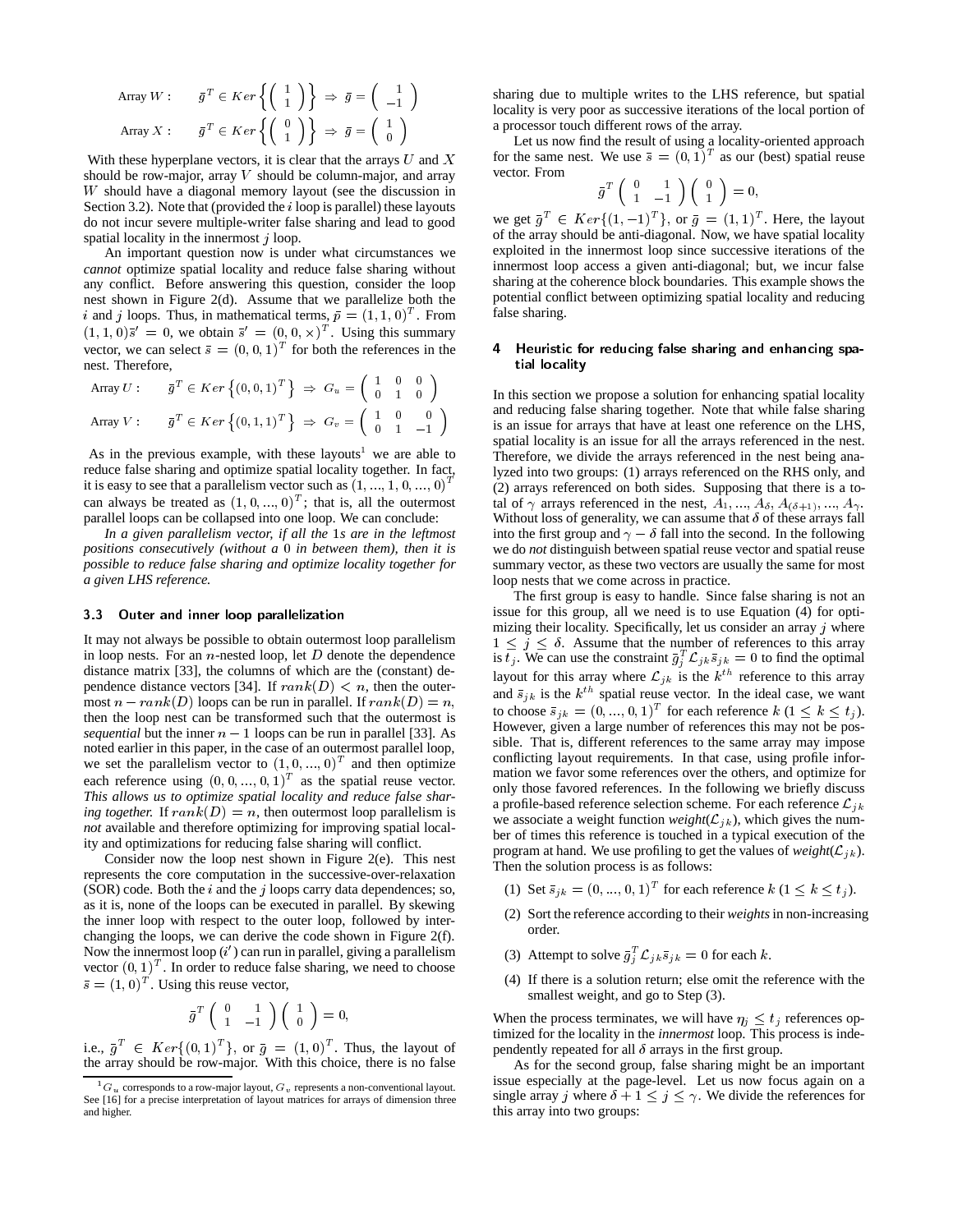$$\text{Array } W: \quad \bar{g}^T \in Ker\left\{\begin{pmatrix} 1 \\ 1 \end{pmatrix}\right\} \Rightarrow \bar{g} = \begin{pmatrix} 1 \\ -1 \end{pmatrix}$$

$$\text{Array } X: \quad \bar{g}^T \in Ker\left\{\begin{pmatrix} 0 \\ 1 \end{pmatrix}\right\} \Rightarrow \bar{g} = \begin{pmatrix} 1 \\ 0 \end{pmatrix}$$

With these hyperplane vectors, it is clear that the arrays $U$ and $X$ should be row-major, array $V$ should be column-major, and array $W$ should have a diagonal memory layout (see the discussion in Section 3.2). Note that (provided the $i$ loop is parallel) these layouts do not incur severe multiple-writer false sharing and lead to good spatial locality in the innermost $j$ loop.

An important question now is under what circumstances we *cannot* optimize spatial locality and reduce false sharing without any conflict. Before answering this question, consider the loop nest shown in Figure 2(d). Assume that we parallelize both the $i$ and $j$ loops. Thus, in mathematical terms, $\bar{p} = (1, 1, 0)^T$. From $(1, 1, 0)\bar{s}' = 0$, we obtain $\bar{s}' = (0, 0, \times)^T$. Using this summary vector, we can select $\bar{s} = (0, 0, 1)^T$ for both the references in the nest. Therefore,

$$\text{Array } U: \quad \bar{g}^T \in Ker\left\{(0,0,1)^T\right\} \Rightarrow G_u = \begin{pmatrix} 1 & 0 & 0 \\ 0 & 1 & 0 \end{pmatrix}$$

$$\text{Array } V: \quad \bar{g}^T \in Ker\left\{(0,1,1)^T\right\} \Rightarrow G_v = \begin{pmatrix} 1 & 0 & 0 \\ 0 & 1 & -1 \end{pmatrix}$$

As in the previous example, with these layouts[1] we are able to reduce false sharing and optimize spatial locality together. In fact, it is easy to see that a parallelism vector such as $(1, ..., 1, 0, ..., 0)^T$ can always be treated as $(1, 0, ..., 0)^T$; that is, all the outermost parallel loops can be collapsed into one loop. We can conclude:

*In a given parallelism vector, if all the* 1*s are in the leftmost positions consecutively (without a* 0 *in between them), then it is possible to reduce false sharing and optimize locality together for a given LHS reference.*

### 3.3 Outer and inner loop parallelization

It may not always be possible to obtain outermost loop parallelism in loop nests. For an $n$-nested loop, let $D$ denote the dependence distance matrix [33], the columns of which are the (constant) dependence distance vectors [34]. If $rank(D) < n$, then the outermost $n - rank(D)$ loops can be run in parallel. If $rank(D) = n$, then the loop nest can be transformed such that the outermost is *sequential* but the inner $n-1$ loops can be run in parallel [33]. As noted earlier in this paper, in the case of an outermost parallel loop, we set the parallelism vector to $(1, 0, ..., 0)^T$ and then optimize each reference using $(0, 0, ..., 0, 1)^T$ as the spatial reuse vector. *This allows us to optimize spatial locality and reduce false sharing together.* If $rank(D) = n$, then outermost loop parallelism is *not* available and therefore optimizing for improving spatial locality and optimizations for reducing false sharing will conflict.

Consider now the loop nest shown in Figure 2(e). This nest represents the core computation in the successive-over-relaxation (SOR) code. Both the $i$ and the $j$ loops carry data dependences; so, as it is, none of the loops can be executed in parallel. By skewing the inner loop with respect to the outer loop, followed by interchanging the loops, we can derive the code shown in Figure 2(f). Now the innermost loop ($i'$) can run in parallel, giving a parallelism vector $(0, 1)^T$. In order to reduce false sharing, we need to choose $\bar{s} = (1, 0)^T$. Using this reuse vector,

$$\bar{g}^T \begin{pmatrix} 0 & 1 \\ 1 & -1 \end{pmatrix} \begin{pmatrix} 1 \\ 0 \end{pmatrix} = 0,$$

i.e., $\bar{g}^T \in Ker\{(0,1)^T\}$, or $\bar{g} = (1,0)^T$. Thus, the layout of the array should be row-major. With this choice, there is no false sharing due to multiple writes to the LHS reference, but spatial locality is very poor as successive iterations of the local portion of a processor touch different rows of the array.

Let us now find the result of using a locality-oriented approach for the same nest. We use $\bar{s} = (0, 1)^T$ as our (best) spatial reuse vector. From

$$\bar{g}^T \begin{pmatrix} 0 & 1 \\ 1 & -1 \end{pmatrix} \begin{pmatrix} 0 \\ 1 \end{pmatrix} = 0,$$

we get $\bar{g}^T \in Ker\{(1, -1)^T\}$, or $\bar{g} = (1, 1)^T$. Here, the layout of the array should be anti-diagonal. Now, we have spatial locality exploited in the innermost loop since successive iterations of the innermost loop access a given anti-diagonal; but, we incur false sharing at the coherence block boundaries. This example shows the potential conflict between optimizing spatial locality and reducing false sharing.

## 4 Heuristic for reducing false sharing and enhancing spatial locality

In this section we propose a solution for enhancing spatial locality and reducing false sharing together. Note that while false sharing is an issue for arrays that have at least one reference on the LHS, spatial locality is an issue for all the arrays referenced in the nest. Therefore, we divide the arrays referenced in the nest being analyzed into two groups: (1) arrays referenced on the RHS only, and (2) arrays referenced on both sides. Supposing that there is a total of $\gamma$ arrays referenced in the nest, $A_1, ..., A_\delta, A_{(\delta+1)}, ..., A_\gamma$. Without loss of generality, we can assume that $\delta$ of these arrays fall into the first group and $\gamma - \delta$ fall into the second. In the following we do *not* distinguish between spatial reuse vector and spatial reuse summary vector, as these two vectors are usually the same for most loop nests that we come across in practice.

The first group is easy to handle. Since false sharing is not an issue for this group, all we need is to use Equation (4) for optimizing their locality. Specifically, let us consider an array $j$ where $1 \le j \le \delta$. Assume that the number of references to this array is $t_j$. We can use the constraint $\bar{g}_j^T \mathcal{L}_{jk} \bar{s}_{jk} = 0$ to find the optimal layout for this array where $\mathcal{L}_{jk}$ is the $k^{th}$ reference to this array and $\bar{s}_{jk}$ is the $k^{th}$ spatial reuse vector. In the ideal case, we want to choose $\bar{s}_{jk} = (0, ..., 0, 1)^T$ for each reference $k$ ($1 \le k \le t_j$). However, given a large number of references this may not be possible. That is, different references to the same array may impose conflicting layout requirements. In that case, using profile information we favor some references over the others, and optimize for only those favored references. In the following we briefly discuss a profile-based reference selection scheme. For each reference $\mathcal{L}_{jk}$ we associate a weight function *weight*($\mathcal{L}_{jk}$), which gives the number of times this reference is touched in a typical execution of the program at hand. We use profiling to get the values of *weight*($\mathcal{L}_{jk}$). Then the solution process is as follows:

(1) Set $\bar{s}_{jk} = (0, ..., 0, 1)^T$ for each reference $k$ ($1 \le k \le t_j$).

(2) Sort the reference according to their *weights* in non-increasing order.

(3) Attempt to solve $\bar{g}_j^T \mathcal{L}_{jk} \bar{s}_{jk} = 0$ for each $k$.

(4) If there is a solution return; else omit the reference with the smallest weight, and go to Step (3).

When the process terminates, we will have $\eta_j \le t_j$ references optimized for the locality in the *innermost* loop. This process is independently repeated for all $\delta$ arrays in the first group.

As for the second group, false sharing might be an important issue especially at the page-level. Let us now focus again on a single array $j$ where $\delta + 1 \le j \le \gamma$. We divide the references for this array into two groups:

[1] $G_u$ corresponds to a row-major layout, $G_v$ represents a non-conventional layout. See [16] for a precise interpretation of layout matrices for arrays of dimension three and higher.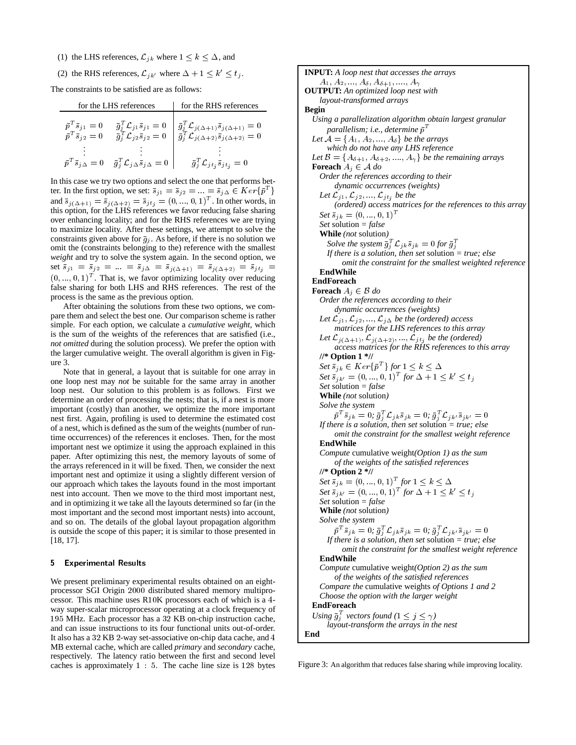(1) the LHS references, $\mathcal{L}_{jk}$ where $1 \leq k \leq \Delta$, and

(2) the RHS references, $\mathcal{L}_{jk'}$ where $\Delta + 1 \leq k' \leq t_j$.

The constraints to be satisfied are as follows:

| for the LHS references | | for the RHS references |
|---|---|---|
| $\bar{p}^T \bar{s}_{j1} = 0$ | $\bar{g}_j^T \mathcal{L}_{j1} \bar{s}_{j1} = 0$ | $\bar{g}_j^T \mathcal{L}_{j(\Delta+1)} \bar{s}_{j(\Delta+1)} = 0$ |
| $\bar{p}^T \bar{s}_{j2} = 0$ | $\bar{g}_j^T \mathcal{L}_{j2} \bar{s}_{j2} = 0$ | $\bar{g}_j^T \mathcal{L}_{j(\Delta+2)} \bar{s}_{j(\Delta+2)} = 0$ |
| $\vdots$ | $\vdots$ | $\vdots$ |
| $\bar{p}^T \bar{s}_{j\Delta} = 0$ | $\bar{g}_j^T \mathcal{L}_{j\Delta} \bar{s}_{j\Delta} = 0$ | $\bar{g}_j^T \mathcal{L}_{jt_j} \bar{s}_{jt_j} = 0$ |

In this case we try two options and select the one that performs better. In the first option, we set: $\bar{s}_{j1} = \bar{s}_{j2} = ... = \bar{s}_{j\Delta} \in Ker\{\bar{p}^T\}$ and $\bar{s}_{j(\Delta+1)} = \bar{s}_{j(\Delta+2)} = \bar{s}_{jt_j} = (0, ..., 0, 1)^T$. In other words, in this option, for the LHS references we favor reducing false sharing over enhancing locality; and for the RHS references we are trying to maximize locality. After these settings, we attempt to solve the constraints given above for $\bar{g}_j$. As before, if there is no solution we omit the (constraints belonging to the) reference with the smallest *weight* and try to solve the system again. In the second option, we set $\bar{s}_{j1} = \bar{s}_{j2} = ... = \bar{s}_{j\Delta} = \bar{s}_{j(\Delta+1)} = \bar{s}_{j(\Delta+2)} = \bar{s}_{jt_j} = (0, ..., 0, 1)^T$. That is, we favor optimizing locality over reducing false sharing for both LHS and RHS references. The rest of the process is the same as the previous option.

After obtaining the solutions from these two options, we compare them and select the best one. Our comparison scheme is rather simple. For each option, we calculate a *cumulative weight*, which is the sum of the weights of the references that are satisfied (i.e., *not omitted* during the solution process). We prefer the option with the larger cumulative weight. The overall algorithm is given in Figure 3.

Note that in general, a layout that is suitable for one array in one loop nest may *not* be suitable for the same array in another loop nest. Our solution to this problem is as follows. First we determine an order of processing the nests; that is, if a nest is more important (costly) than another, we optimize the more important nest first. Again, profiling is used to determine the estimated cost of a nest, which is defined as the sum of the weights (number of runtime occurrences) of the references it encloses. Then, for the most important nest we optimize it using the approach explained in this paper. After optimizing this nest, the memory layouts of some of the arrays referenced in it will be fixed. Then, we consider the next important nest and optimize it using a slightly different version of our approach which takes the layouts found in the most important nest into account. Then we move to the third most important nest, and in optimizing it we take all the layouts determined so far (in the most important and the second most important nests) into account, and so on. The details of the global layout propagation algorithm is outside the scope of this paper; it is similar to those presented in [18, 17].

## 5 Experimental Results

We present preliminary experimental results obtained on an eight-processor SGI Origin 2000 distributed shared memory multiprocessor. This machine uses R10K processors each of which is a 4-way super-scalar microprocessor operating at a clock frequency of 195 MHz. Each processor has a 32 KB on-chip instruction cache, and can issue instructions to its four functional units out-of-order. It also has a 32 KB 2-way set-associative on-chip data cache, and 4 MB external cache, which are called *primary* and *secondary* cache, respectively. The latency ratio between the first and second level caches is approximately 1 : 5. The cache line size is 128 bytes

**INPUT:** *A loop nest that accesses the arrays* $A_1, A_2, ..., A_\delta, A_{\delta+1}, ...., A_\gamma$
**OUTPUT:** *An optimized loop nest with layout-transformed arrays*
**Begin**
*Using a parallelization algorithm obtain largest granular parallelism; i.e., determine* $\bar{p}^T$
*Let* $\mathcal{A} = \{A_1, A_2, ..., A_\delta\}$ *be the arrays which do not have any LHS reference*
*Let* $\mathcal{B} = \{A_{\delta+1}, A_{\delta+2}, ...., A_\gamma\}$ *be the remaining arrays*
**Foreach** $A_j \in \mathcal{A}$ *do*
*Order the references according to their dynamic occurrences (weights)*
*Let* $\mathcal{L}_{j1}, \mathcal{L}_{j2}, ..., \mathcal{L}_{jt_j}$ *be the (ordered) access matrices for the references to this array*
*Set* $\bar{s}_{jk} = (0, ..., 0, 1)^T$
*Set* solution = *false*
**While** *(not* solution*)*
*Solve the system* $\bar{g}_j^T \mathcal{L}_{jk} \bar{s}_{jk} = 0$ *for* $\bar{g}_j^T$
*If there is a solution, then set* solution = *true; else omit the constraint for the smallest weighted reference*
**EndWhile**
**EndForeach**
**Foreach** $A_j \in \mathcal{B}$ *do*
*Order the references according to their dynamic occurrences (weights)*
*Let* $\mathcal{L}_{j1}, \mathcal{L}_{j2}, ..., \mathcal{L}_{j\Delta}$ *be the (ordered) access matrices for the LHS references to this array*
*Let* $\mathcal{L}_{j(\Delta+1)}, \mathcal{L}_{j(\Delta+2)}, ..., \mathcal{L}_{jt_j}$ *be the (ordered) access matrices for the RHS references to this array*
**//\* Option 1 \*//**
*Set* $\bar{s}_{jk} \in Ker\{\bar{p}^T\}$ *for* $1 \leq k \leq \Delta$
*Set* $\bar{s}_{jk'} = (0, ..., 0, 1)^T$ *for* $\Delta + 1 \leq k' \leq t_j$
*Set* solution = *false*
**While** *(not* solution*)*
*Solve the system*
$\bar{p}^T \bar{s}_{jk} = 0$; $\bar{g}_j^T \mathcal{L}_{jk} \bar{s}_{jk} = 0$; $\bar{g}_j^T \mathcal{L}_{jk'} \bar{s}_{jk'} = 0$
*If there is a solution, then set* solution = *true; else omit the constraint for the smallest weight reference*
**EndWhile**
*Compute* cumulative weight*(Option 1) as the sum of the weights of the satisfied references*
**//\* Option 2 \*//**
*Set* $\bar{s}_{jk} = (0, ..., 0, 1)^T$ *for* $1 \leq k \leq \Delta$
*Set* $\bar{s}_{jk'} = (0, ..., 0, 1)^T$ *for* $\Delta + 1 \leq k' \leq t_j$
*Set* solution = *false*
**While** *(not* solution*)*
*Solve the system*
$\bar{p}^T \bar{s}_{jk} = 0$; $\bar{g}_j^T \mathcal{L}_{jk} \bar{s}_{jk} = 0$; $\bar{g}_j^T \mathcal{L}_{jk'} \bar{s}_{jk'} = 0$
*If there is a solution, then set* solution = *true; else omit the constraint for the smallest weight reference*
**EndWhile**
*Compute* cumulative weight*(Option 2) as the sum of the weights of the satisfied references*
*Compare the* cumulative weights *of Options 1 and 2*
*Choose the option with the larger weight*
**EndForeach**
*Using* $\bar{g}_j^T$ *vectors found* $(1 \leq j \leq \gamma)$ *layout-transform the arrays in the nest*
**End**

Figure 3: An algorithm that reduces false sharing while improving locality.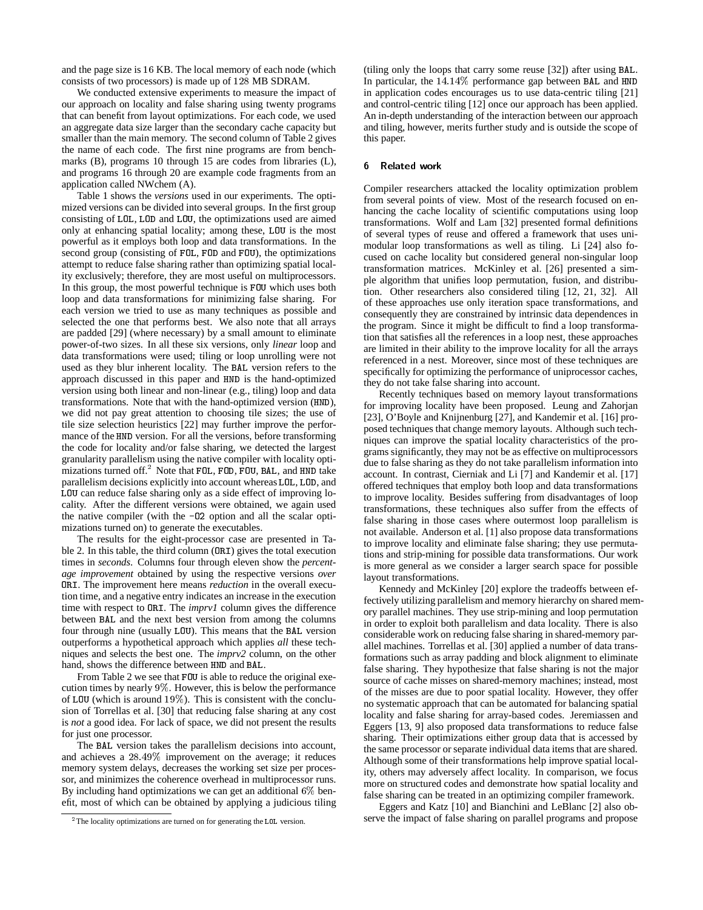and the page size is 16 KB. The local memory of each node (which consists of two processors) is made up of 128 MB SDRAM.

We conducted extensive experiments to measure the impact of our approach on locality and false sharing using twenty programs that can benefit from layout optimizations. For each code, we used an aggregate data size larger than the secondary cache capacity but smaller than the main memory. The second column of Table 2 gives the name of each code. The first nine programs are from benchmarks (B), programs 10 through 15 are codes from libraries (L), and programs 16 through 20 are example code fragments from an application called NWchem (A).

Table 1 shows the *versions* used in our experiments. The optimized versions can be divided into several groups. In the first group consisting of `LOL`, `LOD` and `LOU`, the optimizations used are aimed only at enhancing spatial locality; among these, `LOU` is the most powerful as it employs both loop and data transformations. In the second group (consisting of `FOL`, `FOD` and `FOU`), the optimizations attempt to reduce false sharing rather than optimizing spatial locality exclusively; therefore, they are most useful on multiprocessors. In this group, the most powerful technique is `FOU` which uses both loop and data transformations for minimizing false sharing. For each version we tried to use as many techniques as possible and selected the one that performs best. We also note that all arrays are padded [29] (where necessary) by a small amount to eliminate power-of-two sizes. In all these six versions, only *linear* loop and data transformations were used; tiling or loop unrolling were not used as they blur inherent locality. The `BAL` version refers to the approach discussed in this paper and `HND` is the hand-optimized version using both linear and non-linear (e.g., tiling) loop and data transformations. Note that with the hand-optimized version (`HND`), we did not pay great attention to choosing tile sizes; the use of tile size selection heuristics [22] may further improve the performance of the `HND` version. For all the versions, before transforming the code for locality and/or false sharing, we detected the largest granularity parallelism using the native compiler with locality optimizations turned off.[2] Note that `FOL`, `FOD`, `FOU`, `BAL`, and `HND` take parallelism decisions explicitly into account whereas `LOL`, `LOD`, and `LOU` can reduce false sharing only as a side effect of improving locality. After the different versions were obtained, we again used the native compiler (with the `-O2` option and all the scalar optimizations turned on) to generate the executables.

The results for the eight-processor case are presented in Table 2. In this table, the third column (`ORI`) gives the total execution times in *seconds*. Columns four through eleven show the *percentage improvement* obtained by using the respective versions *over* `ORI`. The improvement here means *reduction* in the overall execution time, and a negative entry indicates an increase in the execution time with respect to `ORI`. The *imprv1* column gives the difference between `BAL` and the next best version from among the columns four through nine (usually `LOU`). This means that the `BAL` version outperforms a hypothetical approach which applies *all* these techniques and selects the best one. The *imprv2* column, on the other hand, shows the difference between `HND` and `BAL`.

From Table 2 we see that `FOU` is able to reduce the original execution times by nearly 9%. However, this is below the performance of `LOU` (which is around 19%). This is consistent with the conclusion of Torrellas et al. [30] that reducing false sharing at any cost is *not* a good idea. For lack of space, we did not present the results for just one processor.

The `BAL` version takes the parallelism decisions into account, and achieves a 28.49% improvement on the average; it reduces memory system delays, decreases the working set size per processor, and minimizes the coherence overhead in multiprocessor runs. By including hand optimizations we can get an additional 6% benefit, most of which can be obtained by applying a judicious tiling (tiling only the loops that carry some reuse [32]) after using `BAL`. In particular, the 14.14% performance gap between `BAL` and `HND` in application codes encourages us to use data-centric tiling [21] and control-centric tiling [12] once our approach has been applied. An in-depth understanding of the interaction between our approach and tiling, however, merits further study and is outside the scope of this paper.

[2] The locality optimizations are turned on for generating the `LOL` version.

## 6 Related work

Compiler researchers attacked the locality optimization problem from several points of view. Most of the research focused on enhancing the cache locality of scientific computations using loop transformations. Wolf and Lam [32] presented formal definitions of several types of reuse and offered a framework that uses unimodular loop transformations as well as tiling. Li [24] also focused on cache locality but considered general non-singular loop transformation matrices. McKinley et al. [26] presented a simple algorithm that unifies loop permutation, fusion, and distribution. Other researchers also considered tiling [12, 21, 32]. All of these approaches use only iteration space transformations, and consequently they are constrained by intrinsic data dependences in the program. Since it might be difficult to find a loop transformation that satisfies all the references in a loop nest, these approaches are limited in their ability to the improve locality for all the arrays referenced in a nest. Moreover, since most of these techniques are specifically for optimizing the performance of uniprocessor caches, they do not take false sharing into account.

Recently techniques based on memory layout transformations for improving locality have been proposed. Leung and Zahorjan [23], O'Boyle and Knijnenburg [27], and Kandemir et al. [16] proposed techniques that change memory layouts. Although such techniques can improve the spatial locality characteristics of the programs significantly, they may not be as effective on multiprocessors due to false sharing as they do not take parallelism information into account. In contrast, Cierniak and Li [7] and Kandemir et al. [17] offered techniques that employ both loop and data transformations to improve locality. Besides suffering from disadvantages of loop transformations, these techniques also suffer from the effects of false sharing in those cases where outermost loop parallelism is not available. Anderson et al. [1] also propose data transformations to improve locality and eliminate false sharing; they use permutations and strip-mining for possible data transformations. Our work is more general as we consider a larger search space for possible layout transformations.

Kennedy and McKinley [20] explore the tradeoffs between effectively utilizing parallelism and memory hierarchy on shared memory parallel machines. They use strip-mining and loop permutation in order to exploit both parallelism and data locality. There is also considerable work on reducing false sharing in shared-memory parallel machines. Torrellas et al. [30] applied a number of data transformations such as array padding and block alignment to eliminate false sharing. They hypothesize that false sharing is not the major source of cache misses on shared-memory machines; instead, most of the misses are due to poor spatial locality. However, they offer no systematic approach that can be automated for balancing spatial locality and false sharing for array-based codes. Jeremiassen and Eggers [13, 9] also proposed data transformations to reduce false sharing. Their optimizations either group data that is accessed by the same processor or separate individual data items that are shared. Although some of their transformations help improve spatial locality, others may adversely affect locality. In comparison, we focus more on structured codes and demonstrate how spatial locality and false sharing can be treated in an optimizing compiler framework.

Eggers and Katz [10] and Bianchini and LeBlanc [2] also observe the impact of false sharing on parallel programs and propose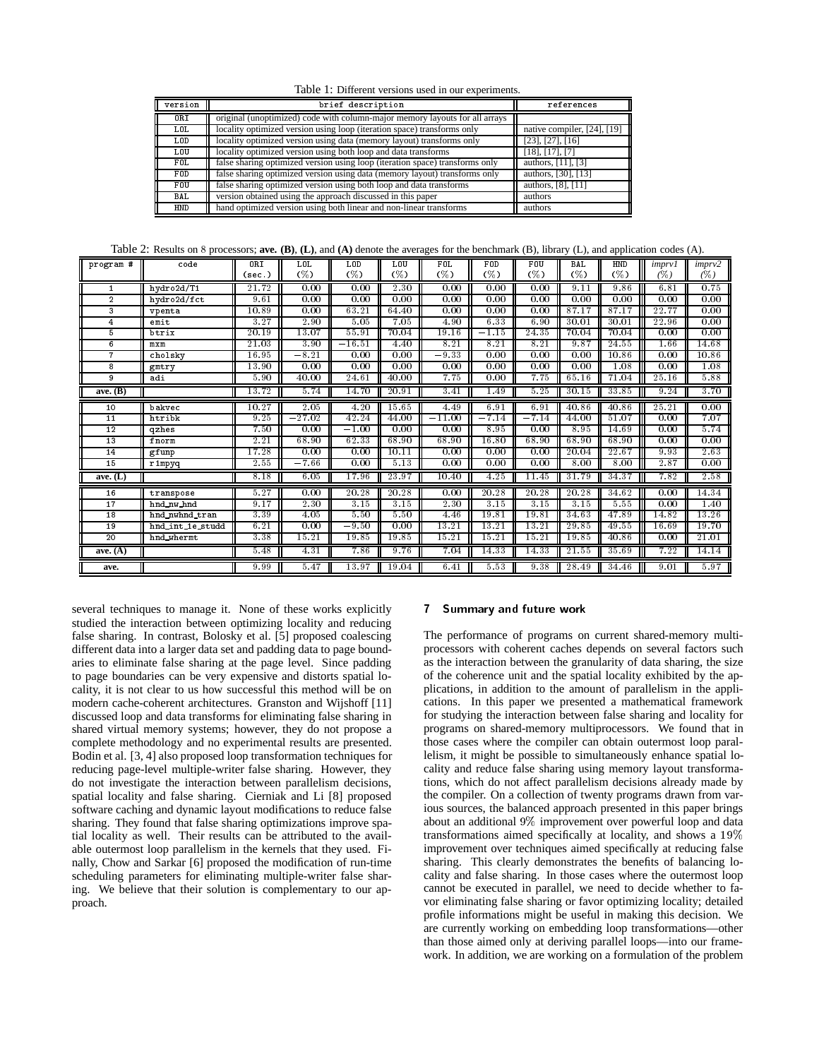Table 1: Different versions used in our experiments.

| version | brief description | references |
|---|---|---|
| ORI | original (unoptimized) code with column-major memory layouts for all arrays | |
| LOL | locality optimized version using loop (iteration space) transforms only | native compiler, [24], [19] |
| LOD | locality optimized version using data (memory layout) transforms only | [23], [27], [16] |
| LOU | locality optimized version using both loop and data transforms | [18], [17], [7] |
| FOL | false sharing optimized version using loop (iteration space) transforms only | authors, [11], [3] |
| FOD | false sharing optimized version using data (memory layout) transforms only | authors, [30], [13] |
| FOU | false sharing optimized version using both loop and data transforms | authors, [8], [11] |
| BAL | version obtained using the approach discussed in this paper | authors |
| HND | hand optimized version using both linear and non-linear transforms | authors |

Table 2: Results on 8 processors; **ave. (B)**, **(L)**, and **(A)** denote the averages for the benchmark (B), library (L), and application codes (A).

| program # | code | ORI (sec.) | LOL (%) | LOD (%) | LOU (%) | FOL (%) | FOD (%) | FOU (%) | BAL (%) | HND (%) | *imprv1* (%) | *imprv2* (%) |
|---|---|---|---|---|---|---|---|---|---|---|---|---|
| 1 | hydro2d/T1 | 21.72 | 0.00 | 0.00 | 2.30 | 0.00 | 0.00 | 0.00 | 9.11 | 9.86 | 6.81 | 0.75 |
| 2 | hydro2d/fct | 9.61 | 0.00 | 0.00 | 0.00 | 0.00 | 0.00 | 0.00 | 0.00 | 0.00 | 0.00 | 0.00 |
| 3 | vpenta | 10.89 | 0.00 | 63.21 | 64.40 | 0.00 | 0.00 | 0.00 | 87.17 | 87.17 | 22.77 | 0.00 |
| 4 | emit | 3.27 | 2.90 | 5.05 | 7.05 | 4.90 | 6.33 | 6.90 | 30.01 | 30.01 | 22.96 | 0.00 |
| 5 | btrix | 20.19 | 13.07 | 55.91 | 70.04 | 19.16 | $-1.15$ | 24.35 | 70.04 | 70.04 | 0.00 | 0.00 |
| 6 | mxm | 21.03 | 3.90 | $-16.51$ | 4.40 | 8.21 | 8.21 | 8.21 | 9.87 | 24.55 | 1.66 | 14.68 |
| 7 | cholsky | 16.95 | $-8.21$ | 0.00 | 0.00 | $-9.33$ | 0.00 | 0.00 | 0.00 | 10.86 | 0.00 | 10.86 |
| 8 | gmtry | 13.90 | 0.00 | 0.00 | 0.00 | 0.00 | 0.00 | 0.00 | 0.00 | 1.08 | 0.00 | 1.08 |
| 9 | adi | 5.90 | 40.00 | 24.61 | 40.00 | 7.75 | 0.00 | 7.75 | 65.16 | 71.04 | 25.16 | 5.88 |
| **ave. (B)** | | 13.72 | 5.74 | 14.70 | 20.91 | 3.41 | 1.49 | 5.25 | 30.15 | 33.85 | 9.24 | 3.70 |
| 10 | bakvec | 10.27 | 2.05 | 4.20 | 15.65 | 4.49 | 6.91 | 6.91 | 40.86 | 40.86 | 25.21 | 0.00 |
| 11 | htribk | 9.25 | $-27.02$ | 42.24 | 44.00 | $-11.00$ | $-7.14$ | $-7.14$ | 44.00 | 51.07 | 0.00 | 7.07 |
| 12 | qzhes | 7.50 | 0.00 | $-1.00$ | 0.00 | 0.00 | 8.95 | 0.00 | 8.95 | 14.69 | 0.00 | 5.74 |
| 13 | fnorm | 2.21 | 68.90 | 62.33 | 68.90 | 68.90 | 16.80 | 68.90 | 68.90 | 68.90 | 0.00 | 0.00 |
| 14 | gfunp | 17.28 | 0.00 | 0.00 | 10.11 | 0.00 | 0.00 | 0.00 | 20.04 | 22.67 | 9.93 | 2.63 |
| 15 | r1mpyq | 2.55 | $-7.66$ | 0.00 | 5.13 | 0.00 | 0.00 | 0.00 | 8.00 | 8.00 | 2.87 | 0.00 |
| **ave. (L)** | | 8.18 | 6.05 | 17.96 | 23.97 | 10.40 | 4.25 | 11.45 | 31.79 | 34.37 | 7.82 | 2.58 |
| 16 | transpose | 5.27 | 0.00 | 20.28 | 20.28 | 0.00 | 20.28 | 20.28 | 20.28 | 34.62 | 0.00 | 14.34 |
| 17 | hnd_nw_hnd | 9.17 | 2.30 | 3.15 | 3.15 | 2.30 | 3.15 | 3.15 | 3.15 | 5.55 | 0.00 | 1.40 |
| 18 | hnd_nwhnd_tran | 3.39 | 4.05 | 5.50 | 5.50 | 4.46 | 19.81 | 19.81 | 34.63 | 47.89 | 14.82 | 13.26 |
| 19 | hnd_int_1e_studd | 6.21 | 0.00 | $-9.50$ | 0.00 | 13.21 | 13.21 | 13.21 | 29.85 | 49.55 | 16.69 | 19.70 |
| 20 | hnd_whermt | 3.38 | 15.21 | 19.85 | 19.85 | 15.21 | 15.21 | 15.21 | 19.85 | 40.86 | 0.00 | 21.01 |
| **ave. (A)** | | 5.48 | 4.31 | 7.86 | 9.76 | 7.04 | 14.33 | 14.33 | 21.55 | 35.69 | 7.22 | 14.14 |
| **ave.** | | 9.99 | 5.47 | 13.97 | 19.04 | 6.41 | 5.53 | 9.38 | 28.49 | 34.46 | 9.01 | 5.97 |

several techniques to manage it. None of these works explicitly studied the interaction between optimizing locality and reducing false sharing. In contrast, Bolosky et al. [5] proposed coalescing different data into a larger data set and padding data to page boundaries to eliminate false sharing at the page level. Since padding to page boundaries can be very expensive and distorts spatial locality, it is not clear to us how successful this method will be on modern cache-coherent architectures. Granston and Wijshoff [11] discussed loop and data transforms for eliminating false sharing in shared virtual memory systems; however, they do not propose a complete methodology and no experimental results are presented. Bodin et al. [3, 4] also proposed loop transformation techniques for reducing page-level multiple-writer false sharing. However, they do not investigate the interaction between parallelism decisions, spatial locality and false sharing. Cierniak and Li [8] proposed software caching and dynamic layout modifications to reduce false sharing. They found that false sharing optimizations improve spatial locality as well. Their results can be attributed to the available outermost loop parallelism in the kernels that they used. Finally, Chow and Sarkar [6] proposed the modification of run-time scheduling parameters for eliminating multiple-writer false sharing. We believe that their solution is complementary to our approach.

## 7 Summary and future work

The performance of programs on current shared-memory multiprocessors with coherent caches depends on several factors such as the interaction between the granularity of data sharing, the size of the coherence unit and the spatial locality exhibited by the applications, in addition to the amount of parallelism in the applications. In this paper we presented a mathematical framework for studying the interaction between false sharing and locality for programs on shared-memory multiprocessors. We found that in those cases where the compiler can obtain outermost loop parallelism, it might be possible to simultaneously enhance spatial locality and reduce false sharing using memory layout transformations, which do not affect parallelism decisions already made by the compiler. On a collection of twenty programs drawn from various sources, the balanced approach presented in this paper brings about an additional 9% improvement over powerful loop and data transformations aimed specifically at locality, and shows a 19% improvement over techniques aimed specifically at reducing false sharing. This clearly demonstrates the benefits of balancing locality and false sharing. In those cases where the outermost loop cannot be executed in parallel, we need to decide whether to favor eliminating false sharing or favor optimizing locality; detailed profile informations might be useful in making this decision. We are currently working on embedding loop transformations—other than those aimed only at deriving parallel loops—into our framework. In addition, we are working on a formulation of the problem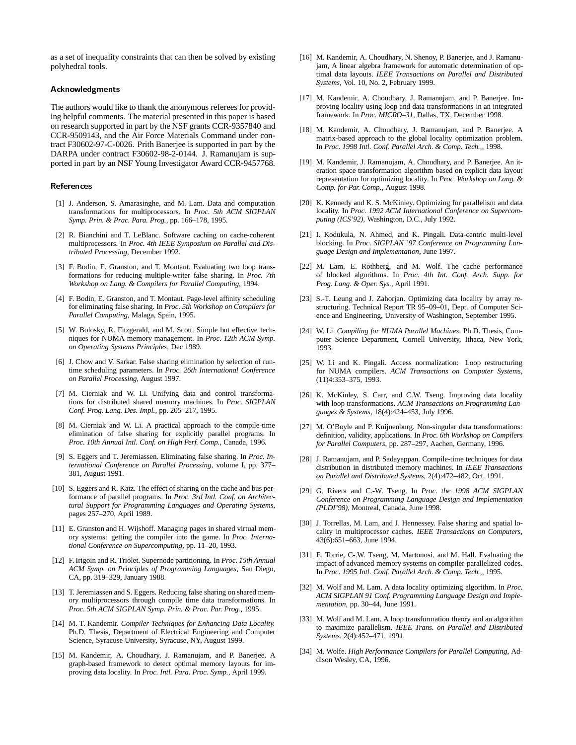as a set of inequality constraints that can then be solved by existing polyhedral tools.

### Acknowledgments

The authors would like to thank the anonymous referees for providing helpful comments. The material presented in this paper is based on research supported in part by the NSF grants CCR-9357840 and CCR-9509143, and the Air Force Materials Command under contract F30602-97-C-0026. Prith Banerjee is supported in part by the DARPA under contract F30602-98-2-0144. J. Ramanujam is supported in part by an NSF Young Investigator Award CCR-9457768.

### References

[1] J. Anderson, S. Amarasinghe, and M. Lam. Data and computation transformations for multiprocessors. In *Proc. 5th ACM SIGPLAN Symp. Prin. & Prac. Para. Prog.*, pp. 166–178, 1995.

[2] R. Bianchini and T. LeBlanc. Software caching on cache-coherent multiprocessors. In *Proc. 4th IEEE Symposium on Parallel and Distributed Processing*, December 1992.

[3] F. Bodin, E. Granston, and T. Montaut. Evaluating two loop transformations for reducing multiple-writer false sharing. In *Proc. 7th Workshop on Lang. & Compilers for Parallel Computing*, 1994.

[4] F. Bodin, E. Granston, and T. Montaut. Page-level affinity scheduling for eliminating false sharing. In *Proc. 5th Workshop on Compilers for Parallel Computing*, Malaga, Spain, 1995.

[5] W. Bolosky, R. Fitzgerald, and M. Scott. Simple but effective techniques for NUMA memory management. In *Proc. 12th ACM Symp. on Operating Systems Principles*, Dec 1989.

[6] J. Chow and V. Sarkar. False sharing elimination by selection of runtime scheduling parameters. In *Proc. 26th International Conference on Parallel Processing*, August 1997.

[7] M. Cierniak and W. Li. Unifying data and control transformations for distributed shared memory machines. In *Proc. SIGPLAN Conf. Prog. Lang. Des. Impl.*, pp. 205–217, 1995.

[8] M. Cierniak and W. Li. A practical approach to the compile-time elimination of false sharing for explicitly parallel programs. In *Proc. 10th Annual Intl. Conf. on High Perf. Comp.*, Canada, 1996.

[9] S. Eggers and T. Jeremiassen. Eliminating false sharing. In *Proc. International Conference on Parallel Processing*, volume I, pp. 377–381, August 1991.

[10] S. Eggers and R. Katz. The effect of sharing on the cache and bus performance of parallel programs. In *Proc. 3rd Intl. Conf. on Architectural Support for Programming Languages and Operating Systems*, pages 257–270, April 1989.

[11] E. Granston and H. Wijshoff. Managing pages in shared virtual memory systems: getting the compiler into the game. In *Proc. International Conference on Supercomputing*, pp. 11–20, 1993.

[12] F. Irigoin and R. Triolet. Supernode partitioning. In *Proc. 15th Annual ACM Symp. on Principles of Programming Languages*, San Diego, CA, pp. 319–329, January 1988.

[13] T. Jeremiassen and S. Eggers. Reducing false sharing on shared memory multiprocessors through compile time data transformations. In *Proc. 5th ACM SIGPLAN Symp. Prin. & Prac. Par. Prog.*, 1995.

[14] M. T. Kandemir. *Compiler Techniques for Enhancing Data Locality.* Ph.D. Thesis, Department of Electrical Engineering and Computer Science, Syracuse University, Syracuse, NY, August 1999.

[15] M. Kandemir, A. Choudhary, J. Ramanujam, and P. Banerjee. A graph-based framework to detect optimal memory layouts for improving data locality. In *Proc. Intl. Para. Proc. Symp.*, April 1999.

[16] M. Kandemir, A. Choudhary, N. Shenoy, P. Banerjee, and J. Ramanujam, A linear algebra framework for automatic determination of optimal data layouts. *IEEE Transactions on Parallel and Distributed Systems*, Vol. 10, No. 2, February 1999.

[17] M. Kandemir, A. Choudhary, J. Ramanujam, and P. Banerjee. Improving locality using loop and data transformations in an integrated framework. In *Proc. MICRO–31*, Dallas, TX, December 1998.

[18] M. Kandemir, A. Choudhary, J. Ramanujam, and P. Banerjee. A matrix-based approach to the global locality optimization problem. In *Proc. 1998 Intl. Conf. Parallel Arch. & Comp. Tech.*,, 1998.

[19] M. Kandemir, J. Ramanujam, A. Choudhary, and P. Banerjee. An iteration space transformation algorithm based on explicit data layout representation for optimizing locality. In *Proc. Workshop on Lang. & Comp. for Par. Comp.*, August 1998.

[20] K. Kennedy and K. S. McKinley. Optimizing for parallelism and data locality. In *Proc. 1992 ACM International Conference on Supercomputing (ICS'92)*, Washington, D.C., July 1992.

[21] I. Kodukula, N. Ahmed, and K. Pingali. Data-centric multi-level blocking. In *Proc. SIGPLAN '97 Conference on Programming Language Design and Implementation*, June 1997.

[22] M. Lam, E. Rothberg, and M. Wolf. The cache performance of blocked algorithms. In *Proc. 4th Int. Conf. Arch. Supp. for Prog. Lang. & Oper. Sys.*, April 1991.

[23] S.-T. Leung and J. Zahorjan. Optimizing data locality by array restructuring. Technical Report TR 95–09–01, Dept. of Computer Science and Engineering, University of Washington, September 1995.

[24] W. Li. *Compiling for NUMA Parallel Machines*. Ph.D. Thesis, Computer Science Department, Cornell University, Ithaca, New York, 1993.

[25] W. Li and K. Pingali. Access normalization: Loop restructuring for NUMA compilers. *ACM Transactions on Computer Systems*, (11)4:353–375, 1993.

[26] K. McKinley, S. Carr, and C.W. Tseng. Improving data locality with loop transformations. *ACM Transactions on Programming Languages & Systems*, 18(4):424–453, July 1996.

[27] M. O'Boyle and P. Knijnenburg. Non-singular data transformations: definition, validity, applications. In *Proc. 6th Workshop on Compilers for Parallel Computers*, pp. 287–297, Aachen, Germany, 1996.

[28] J. Ramanujam, and P. Sadayappan. Compile-time techniques for data distribution in distributed memory machines. In *IEEE Transactions on Parallel and Distributed Systems*, 2(4):472–482, Oct. 1991.

[29] G. Rivera and C.-W. Tseng. In *Proc. the 1998 ACM SIGPLAN Conference on Programming Language Design and Implementation (PLDI'98)*, Montreal, Canada, June 1998.

[30] J. Torrellas, M. Lam, and J. Hennessey. False sharing and spatial locality in multiprocessor caches. *IEEE Transactions on Computers*, 43(6):651–663, June 1994.

[31] E. Torrie, C-.W. Tseng, M. Martonosi, and M. Hall. Evaluating the impact of advanced memory systems on compiler-parallelized codes. In *Proc. 1995 Intl. Conf. Parallel Arch. & Comp. Tech.*,, 1995.

[32] M. Wolf and M. Lam. A data locality optimizing algorithm. In *Proc. ACM SIGPLAN 91 Conf. Programming Language Design and Implementation*, pp. 30–44, June 1991.

[33] M. Wolf and M. Lam. A loop transformation theory and an algorithm to maximize parallelism. *IEEE Trans. on Parallel and Distributed Systems*, 2(4):452–471, 1991.

[34] M. Wolfe. *High Performance Compilers for Parallel Computing*, Addison Wesley, CA, 1996.